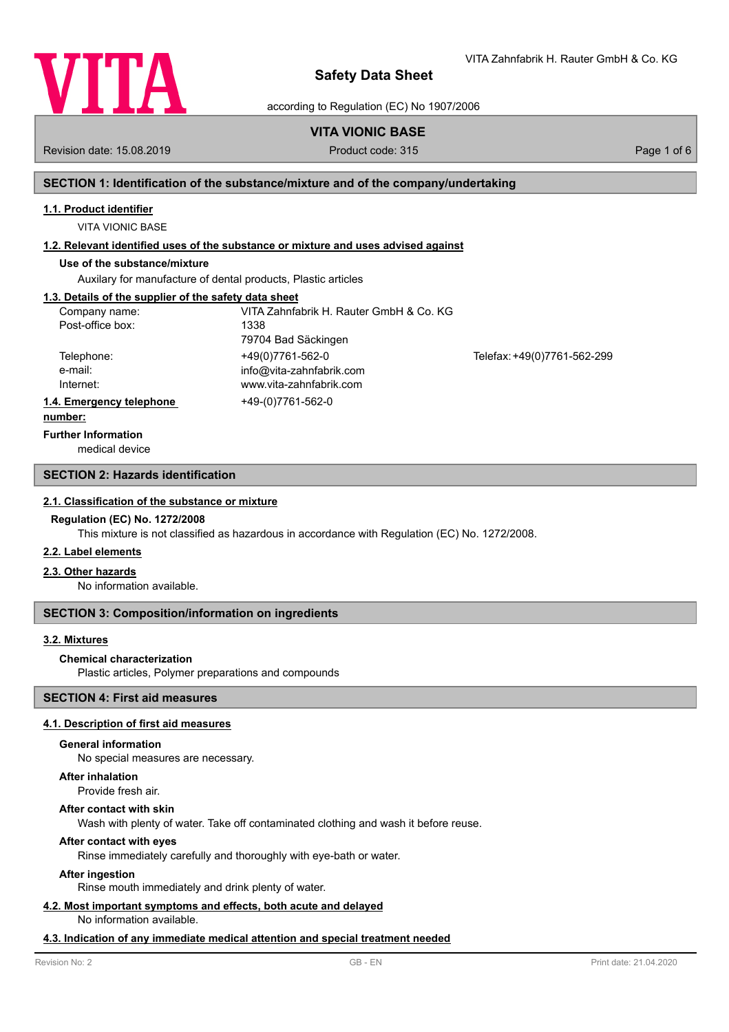# Safety Data Sheet

according to Regulation (EC) No 1907/2006

## VITA VIONIC BASE

Revision date: 15.08.2019 Product code: 315

## SECTION 1: Identification of the substance/mixture and of the company/undertaking

### 1.1. Product identifier

VITA VIONIC BASE

### 1.2. Relevant identified uses of the substance or mixture and uses advised against

**Use of the substance/mixture**

Auxilary for manufacture of dental products, Plastic articles

### 1.3. Details of the supplier of the safety data sheet

| | | |
|---|---|---|
| Company name: | VITA Zahnfabrik H. Rauter GmbH & Co. KG | |
| Post-office box: | 1338 | |
| | 79704 Bad Säckingen | |
| Telephone: | +49(0)7761-562-0 | Telefax: +49(0)7761-562-299 |
| e-mail: | info@vita-zahnfabrik.com | |
| Internet: | www.vita-zahnfabrik.com | |

### 1.4. Emergency telephone number:

+49-(0)7761-562-0

**Further Information**

medical device

## SECTION 2: Hazards identification

### 2.1. Classification of the substance or mixture

**Regulation (EC) No. 1272/2008**

This mixture is not classified as hazardous in accordance with Regulation (EC) No. 1272/2008.

### 2.2. Label elements

### 2.3. Other hazards

No information available.

## SECTION 3: Composition/information on ingredients

### 3.2. Mixtures

**Chemical characterization**

Plastic articles, Polymer preparations and compounds

## SECTION 4: First aid measures

### 4.1. Description of first aid measures

**General information**

No special measures are necessary.

**After inhalation**

Provide fresh air.

**After contact with skin**

Wash with plenty of water. Take off contaminated clothing and wash it before reuse.

**After contact with eyes**

Rinse immediately carefully and thoroughly with eye-bath or water.

**After ingestion**

Rinse mouth immediately and drink plenty of water.

### 4.2. Most important symptoms and effects, both acute and delayed

No information available.

### 4.3. Indication of any immediate medical attention and special treatment needed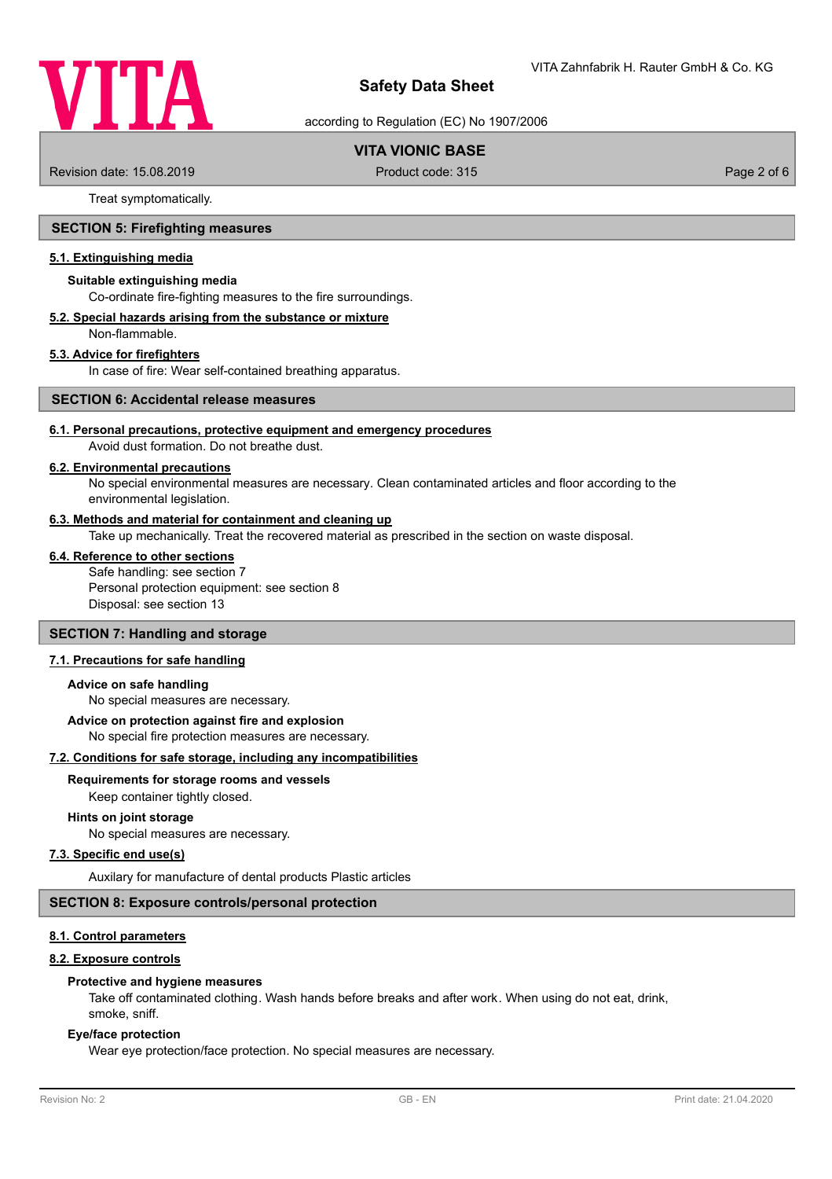Treat symptomatically.

## SECTION 5: Firefighting measures

### 5.1. Extinguishing media

**Suitable extinguishing media**

Co-ordinate fire-fighting measures to the fire surroundings.

### 5.2. Special hazards arising from the substance or mixture

Non-flammable.

### 5.3. Advice for firefighters

In case of fire: Wear self-contained breathing apparatus.

## SECTION 6: Accidental release measures

### 6.1. Personal precautions, protective equipment and emergency procedures

Avoid dust formation. Do not breathe dust.

### 6.2. Environmental precautions

No special environmental measures are necessary. Clean contaminated articles and floor according to the environmental legislation.

### 6.3. Methods and material for containment and cleaning up

Take up mechanically. Treat the recovered material as prescribed in the section on waste disposal.

### 6.4. Reference to other sections

Safe handling: see section 7
Personal protection equipment: see section 8
Disposal: see section 13

## SECTION 7: Handling and storage

### 7.1. Precautions for safe handling

**Advice on safe handling**

No special measures are necessary.

**Advice on protection against fire and explosion**

No special fire protection measures are necessary.

### 7.2. Conditions for safe storage, including any incompatibilities

**Requirements for storage rooms and vessels**

Keep container tightly closed.

**Hints on joint storage**

No special measures are necessary.

### 7.3. Specific end use(s)

Auxilary for manufacture of dental products Plastic articles

## SECTION 8: Exposure controls/personal protection

### 8.1. Control parameters

### 8.2. Exposure controls

**Protective and hygiene measures**

Take off contaminated clothing. Wash hands before breaks and after work. When using do not eat, drink, smoke, sniff.

**Eye/face protection**

Wear eye protection/face protection. No special measures are necessary.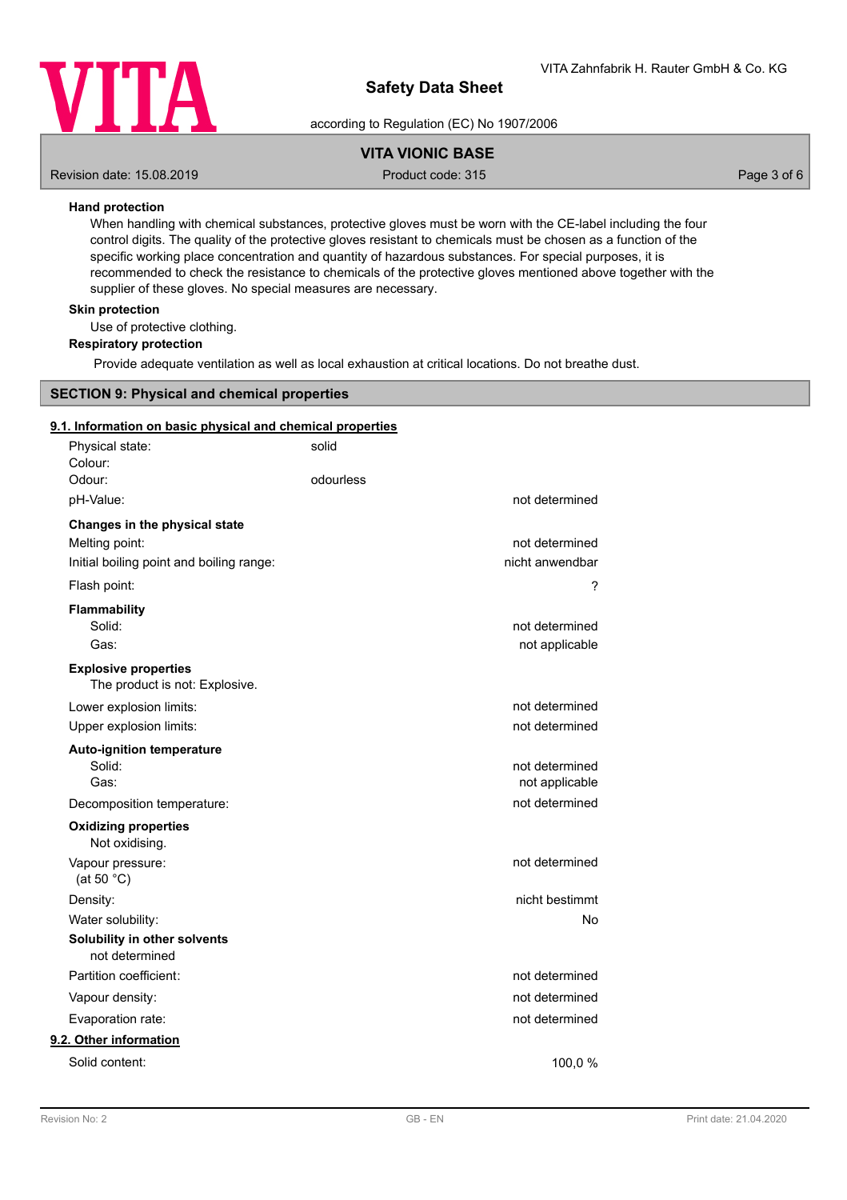**Hand protection**

When handling with chemical substances, protective gloves must be worn with the CE-label including the four control digits. The quality of the protective gloves resistant to chemicals must be chosen as a function of the specific working place concentration and quantity of hazardous substances. For special purposes, it is recommended to check the resistance to chemicals of the protective gloves mentioned above together with the supplier of these gloves. No special measures are necessary.

**Skin protection**

Use of protective clothing.

**Respiratory protection**

Provide adequate ventilation as well as local exhaustion at critical locations. Do not breathe dust.

## SECTION 9: Physical and chemical properties

### 9.1. Information on basic physical and chemical properties

| | | |
|---|---|---|
| Physical state: | solid | |
| Colour: | | |
| Odour: | odourless | |
| pH-Value: | | not determined |
| **Changes in the physical state** | | |
| Melting point: | | not determined |
| Initial boiling point and boiling range: | | nicht anwendbar |
| Flash point: | | ? |
| **Flammability** | | |
| Solid: | | not determined |
| Gas: | | not applicable |
| **Explosive properties** | | |
| The product is not: Explosive. | | |
| Lower explosion limits: | | not determined |
| Upper explosion limits: | | not determined |
| **Auto-ignition temperature** | | |
| Solid: | | not determined |
| Gas: | | not applicable |
| Decomposition temperature: | | not determined |
| **Oxidizing properties** | | |
| Not oxidising. | | |
| Vapour pressure: (at 50 °C) | | not determined |
| Density: | | nicht bestimmt |
| Water solubility: | | No |
| **Solubility in other solvents** | | |
| not determined | | |
| Partition coefficient: | | not determined |
| Vapour density: | | not determined |
| Evaporation rate: | | not determined |

### 9.2. Other information

| | |
|---|---|
| Solid content: | 100,0 % |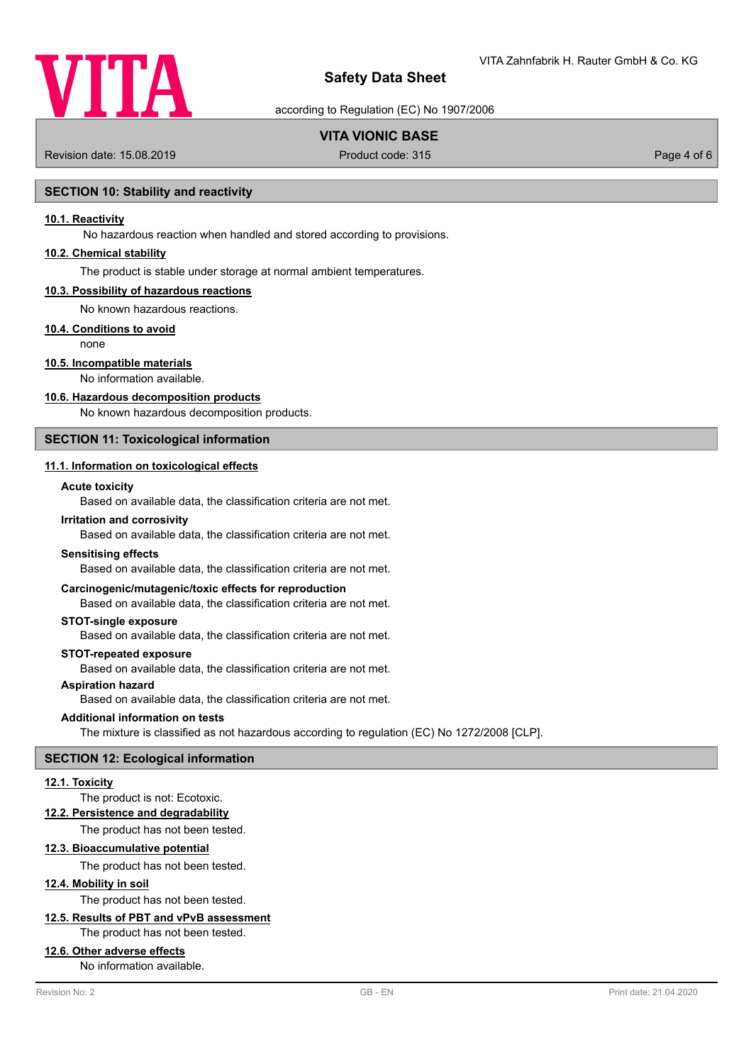## SECTION 10: Stability and reactivity

### 10.1. Reactivity

No hazardous reaction when handled and stored according to provisions.

### 10.2. Chemical stability

The product is stable under storage at normal ambient temperatures.

### 10.3. Possibility of hazardous reactions

No known hazardous reactions.

### 10.4. Conditions to avoid

none

### 10.5. Incompatible materials

No information available.

### 10.6. Hazardous decomposition products

No known hazardous decomposition products.

## SECTION 11: Toxicological information

### 11.1. Information on toxicological effects

**Acute toxicity**

Based on available data, the classification criteria are not met.

**Irritation and corrosivity**

Based on available data, the classification criteria are not met.

**Sensitising effects**

Based on available data, the classification criteria are not met.

**Carcinogenic/mutagenic/toxic effects for reproduction**

Based on available data, the classification criteria are not met.

**STOT-single exposure**

Based on available data, the classification criteria are not met.

**STOT-repeated exposure**

Based on available data, the classification criteria are not met.

**Aspiration hazard**

Based on available data, the classification criteria are not met.

**Additional information on tests**

The mixture is classified as not hazardous according to regulation (EC) No 1272/2008 [CLP].

## SECTION 12: Ecological information

### 12.1. Toxicity

The product is not: Ecotoxic.

### 12.2. Persistence and degradability

The product has not been tested.

### 12.3. Bioaccumulative potential

The product has not been tested.

### 12.4. Mobility in soil

The product has not been tested.

### 12.5. Results of PBT and vPvB assessment

The product has not been tested.

### 12.6. Other adverse effects

No information available.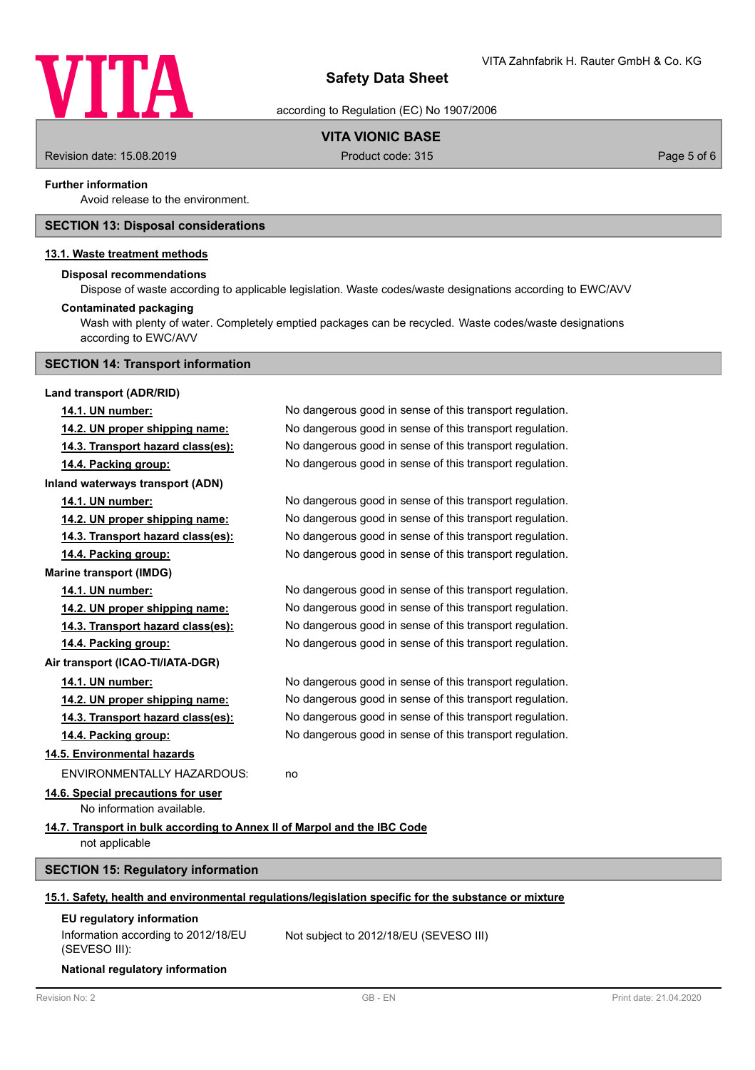**Further information**

Avoid release to the environment.

## SECTION 13: Disposal considerations

### 13.1. Waste treatment methods

**Disposal recommendations**

Dispose of waste according to applicable legislation. Waste codes/waste designations according to EWC/AVV

**Contaminated packaging**

Wash with plenty of water. Completely emptied packages can be recycled. Waste codes/waste designations according to EWC/AVV

## SECTION 14: Transport information

**Land transport (ADR/RID)**

| | |
|---|---|
| **14.1. UN number:** | No dangerous good in sense of this transport regulation. |
| **14.2. UN proper shipping name:** | No dangerous good in sense of this transport regulation. |
| **14.3. Transport hazard class(es):** | No dangerous good in sense of this transport regulation. |
| **14.4. Packing group:** | No dangerous good in sense of this transport regulation. |

**Inland waterways transport (ADN)**

| | |
|---|---|
| **14.1. UN number:** | No dangerous good in sense of this transport regulation. |
| **14.2. UN proper shipping name:** | No dangerous good in sense of this transport regulation. |
| **14.3. Transport hazard class(es):** | No dangerous good in sense of this transport regulation. |
| **14.4. Packing group:** | No dangerous good in sense of this transport regulation. |

**Marine transport (IMDG)**

| | |
|---|---|
| **14.1. UN number:** | No dangerous good in sense of this transport regulation. |
| **14.2. UN proper shipping name:** | No dangerous good in sense of this transport regulation. |
| **14.3. Transport hazard class(es):** | No dangerous good in sense of this transport regulation. |
| **14.4. Packing group:** | No dangerous good in sense of this transport regulation. |

**Air transport (ICAO-TI/IATA-DGR)**

| | |
|---|---|
| **14.1. UN number:** | No dangerous good in sense of this transport regulation. |
| **14.2. UN proper shipping name:** | No dangerous good in sense of this transport regulation. |
| **14.3. Transport hazard class(es):** | No dangerous good in sense of this transport regulation. |
| **14.4. Packing group:** | No dangerous good in sense of this transport regulation. |

### 14.5. Environmental hazards

ENVIRONMENTALLY HAZARDOUS: no

### 14.6. Special precautions for user

No information available.

### 14.7. Transport in bulk according to Annex II of Marpol and the IBC Code

not applicable

## SECTION 15: Regulatory information

### 15.1. Safety, health and environmental regulations/legislation specific for the substance or mixture

**EU regulatory information**

| | |
|---|---|
| Information according to 2012/18/EU (SEVESO III): | Not subject to 2012/18/EU (SEVESO III) |

**National regulatory information**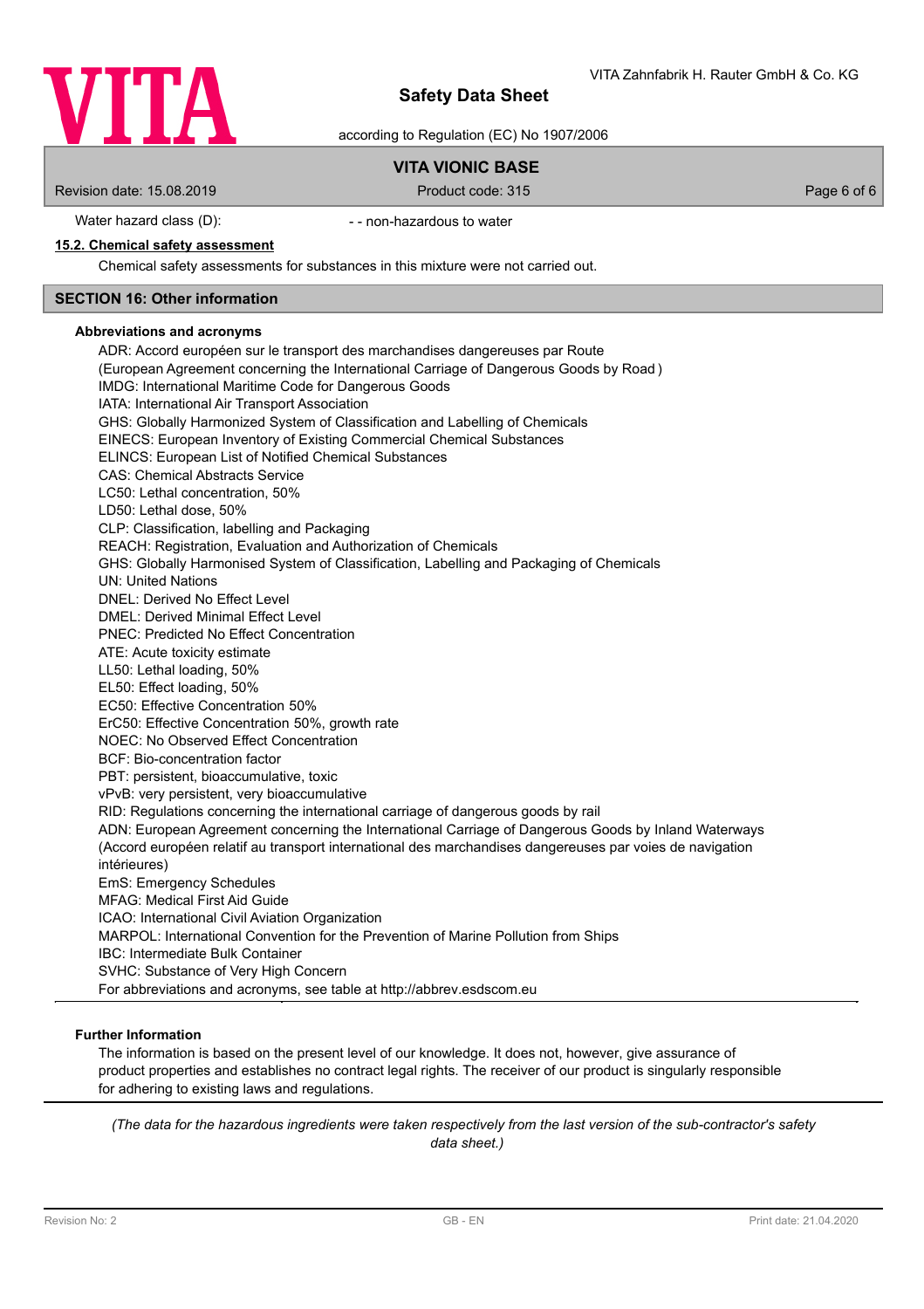Water hazard class (D): - - non-hazardous to water

**15.2. Chemical safety assessment**

Chemical safety assessments for substances in this mixture were not carried out.

## SECTION 16: Other information

**Abbreviations and acronyms**

ADR: Accord européen sur le transport des marchandises dangereuses par Route
(European Agreement concerning the International Carriage of Dangerous Goods by Road )
IMDG: International Maritime Code for Dangerous Goods
IATA: International Air Transport Association
GHS: Globally Harmonized System of Classification and Labelling of Chemicals
EINECS: European Inventory of Existing Commercial Chemical Substances
ELINCS: European List of Notified Chemical Substances
CAS: Chemical Abstracts Service
LC50: Lethal concentration, 50%
LD50: Lethal dose, 50%
CLP: Classification, labelling and Packaging
REACH: Registration, Evaluation and Authorization of Chemicals
GHS: Globally Harmonised System of Classification, Labelling and Packaging of Chemicals
UN: United Nations
DNEL: Derived No Effect Level
DMEL: Derived Minimal Effect Level
PNEC: Predicted No Effect Concentration
ATE: Acute toxicity estimate
LL50: Lethal loading, 50%
EL50: Effect loading, 50%
EC50: Effective Concentration 50%
ErC50: Effective Concentration 50%, growth rate
NOEC: No Observed Effect Concentration
BCF: Bio-concentration factor
PBT: persistent, bioaccumulative, toxic
vPvB: very persistent, very bioaccumulative
RID: Regulations concerning the international carriage of dangerous goods by rail
ADN: European Agreement concerning the International Carriage of Dangerous Goods by Inland Waterways
(Accord européen relatif au transport international des marchandises dangereuses par voies de navigation intérieures)
EmS: Emergency Schedules
MFAG: Medical First Aid Guide
ICAO: International Civil Aviation Organization
MARPOL: International Convention for the Prevention of Marine Pollution from Ships
IBC: Intermediate Bulk Container
SVHC: Substance of Very High Concern
For abbreviations and acronyms, see table at http://abbrev.esdscom.eu

**Further Information**

The information is based on the present level of our knowledge. It does not, however, give assurance of product properties and establishes no contract legal rights. The receiver of our product is singularly responsible for adhering to existing laws and regulations.

*(The data for the hazardous ingredients were taken respectively from the last version of the sub-contractor's safety data sheet.)*